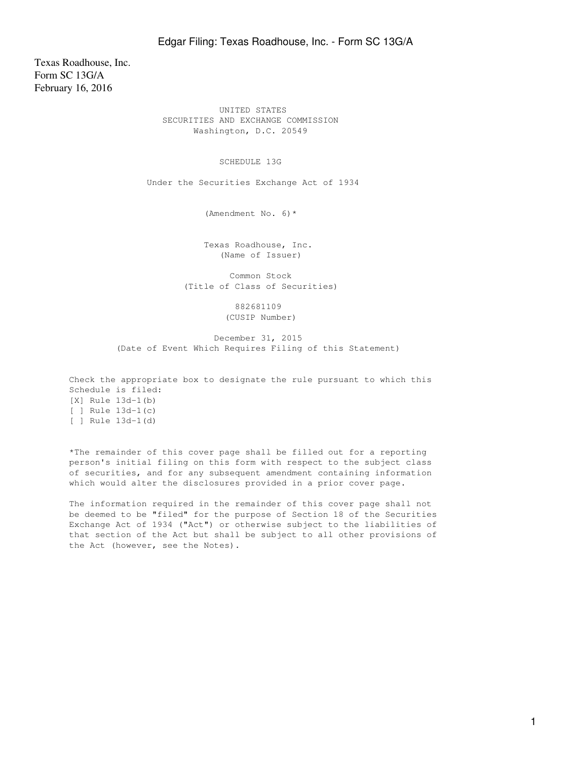Texas Roadhouse, Inc.
Form SC 13G/A
February 16, 2016

UNITED STATES
SECURITIES AND EXCHANGE COMMISSION
Washington, D.C. 20549

SCHEDULE 13G

Under the Securities Exchange Act of 1934

(Amendment No. 6)*

Texas Roadhouse, Inc.
(Name of Issuer)

Common Stock
(Title of Class of Securities)

882681109
(CUSIP Number)

December 31, 2015
(Date of Event Which Requires Filing of this Statement)

Check the appropriate box to designate the rule pursuant to which this Schedule is filed:
[X] Rule 13d-1(b)
[ ] Rule 13d-1(c)
[ ] Rule 13d-1(d)

*The remainder of this cover page shall be filled out for a reporting person's initial filing on this form with respect to the subject class of securities, and for any subsequent amendment containing information which would alter the disclosures provided in a prior cover page.

The information required in the remainder of this cover page shall not be deemed to be "filed" for the purpose of Section 18 of the Securities Exchange Act of 1934 ("Act") or otherwise subject to the liabilities of that section of the Act but shall be subject to all other provisions of the Act (however, see the Notes).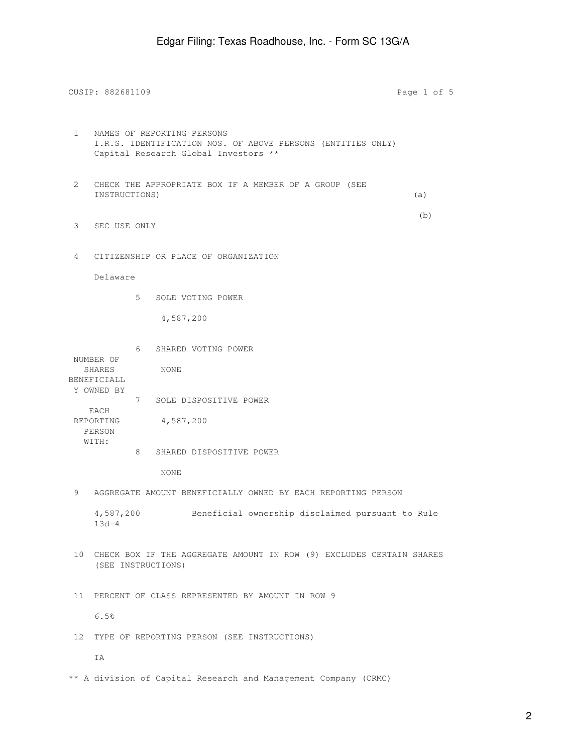CUSIP: 882681109

| | | |
|---|---|---|
| 1 | NAMES OF REPORTING PERSONS<br>I.R.S. IDENTIFICATION NOS. OF ABOVE PERSONS (ENTITIES ONLY)<br>Capital Research Global Investors ** | |
| 2 | CHECK THE APPROPRIATE BOX IF A MEMBER OF A GROUP (SEE INSTRUCTIONS) | (a)<br>(b) |
| 3 | SEC USE ONLY | |
| 4 | CITIZENSHIP OR PLACE OF ORGANIZATION<br><br>Delaware | |

| NUMBER OF SHARES BENEFICIALLY OWNED BY EACH REPORTING PERSON WITH: | | |
|---|---|---|
| | 5 | SOLE VOTING POWER<br><br>4,587,200 |
| | 6 | SHARED VOTING POWER<br><br>NONE |
| | 7 | SOLE DISPOSITIVE POWER<br><br>4,587,200 |
| | 8 | SHARED DISPOSITIVE POWER<br><br>NONE |

| | |
|---|---|
| 9 | AGGREGATE AMOUNT BENEFICIALLY OWNED BY EACH REPORTING PERSON<br><br>4,587,200 Beneficial ownership disclaimed pursuant to Rule 13d-4 |
| 10 | CHECK BOX IF THE AGGREGATE AMOUNT IN ROW (9) EXCLUDES CERTAIN SHARES (SEE INSTRUCTIONS) |
| 11 | PERCENT OF CLASS REPRESENTED BY AMOUNT IN ROW 9<br><br>6.5% |
| 12 | TYPE OF REPORTING PERSON (SEE INSTRUCTIONS)<br><br>IA |

** A division of Capital Research and Management Company (CRMC)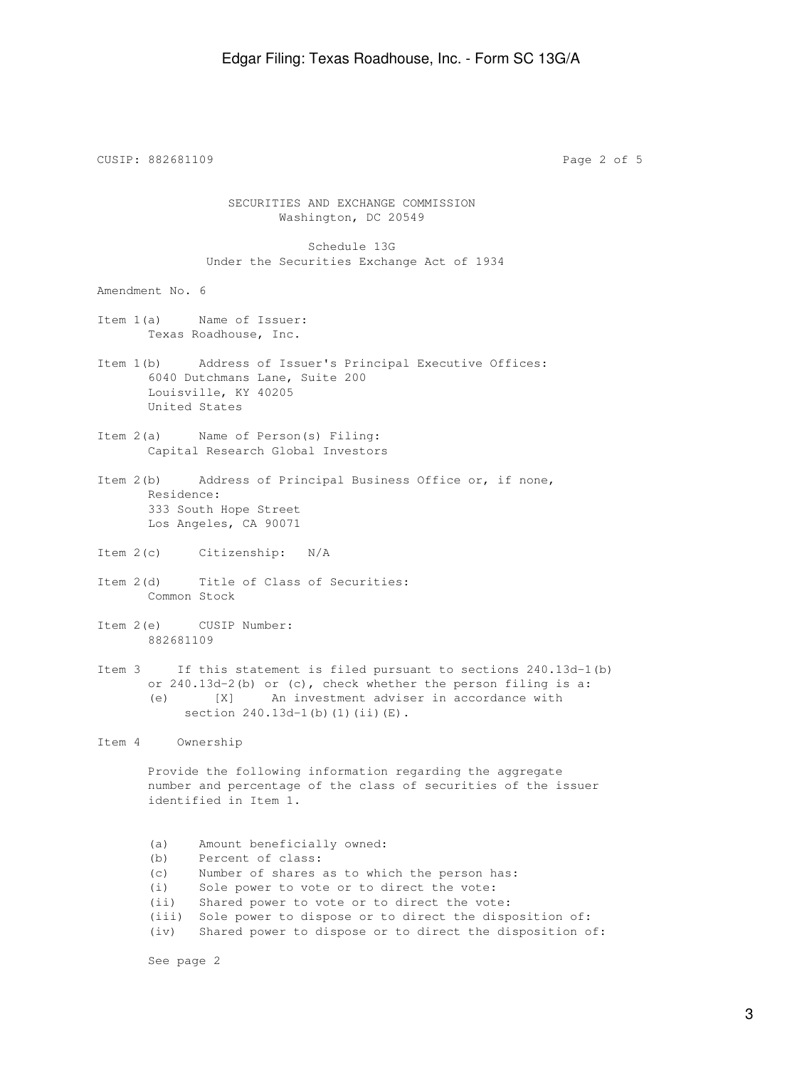CUSIP: 882681109

SECURITIES AND EXCHANGE COMMISSION
Washington, DC 20549

Schedule 13G
Under the Securities Exchange Act of 1934

Amendment No. 6

Item 1(a) Name of Issuer:
Texas Roadhouse, Inc.

Item 1(b) Address of Issuer's Principal Executive Offices:
6040 Dutchmans Lane, Suite 200
Louisville, KY 40205
United States

Item 2(a) Name of Person(s) Filing:
Capital Research Global Investors

Item 2(b) Address of Principal Business Office or, if none, Residence:
333 South Hope Street
Los Angeles, CA 90071

Item 2(c) Citizenship: N/A

Item 2(d) Title of Class of Securities:
Common Stock

Item 2(e) CUSIP Number:
882681109

Item 3 If this statement is filed pursuant to sections 240.13d-1(b) or 240.13d-2(b) or (c), check whether the person filing is a:
(e) [X] An investment adviser in accordance with section 240.13d-1(b)(1)(ii)(E).

Item 4 Ownership

Provide the following information regarding the aggregate number and percentage of the class of securities of the issuer identified in Item 1.

(a) Amount beneficially owned:
(b) Percent of class:
(c) Number of shares as to which the person has:
(i) Sole power to vote or to direct the vote:
(ii) Shared power to vote or to direct the vote:
(iii) Sole power to dispose or to direct the disposition of:
(iv) Shared power to dispose or to direct the disposition of:

See page 2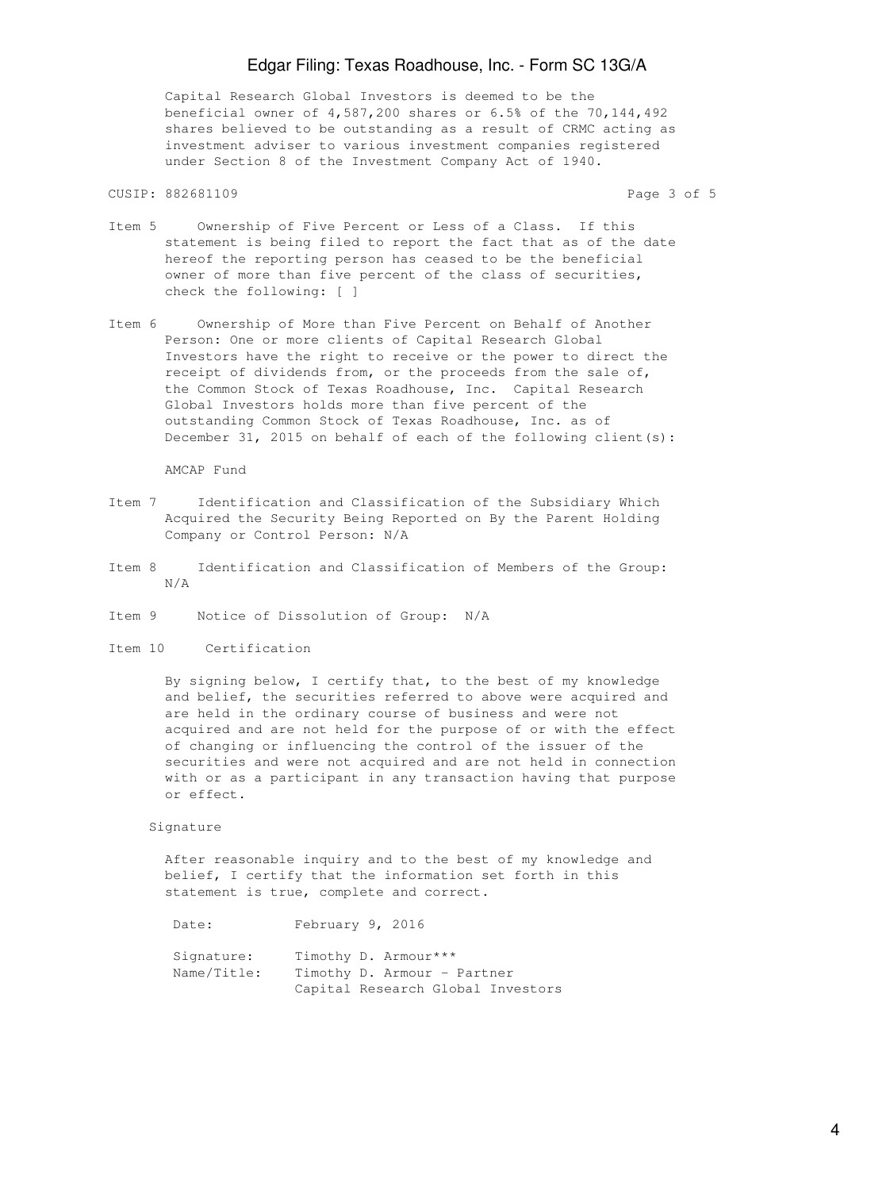Capital Research Global Investors is deemed to be the beneficial owner of 4,587,200 shares or 6.5% of the 70,144,492 shares believed to be outstanding as a result of CRMC acting as investment adviser to various investment companies registered under Section 8 of the Investment Company Act of 1940.

CUSIP: 882681109

Item 5 Ownership of Five Percent or Less of a Class. If this statement is being filed to report the fact that as of the date hereof the reporting person has ceased to be the beneficial owner of more than five percent of the class of securities, check the following: [ ]

Item 6 Ownership of More than Five Percent on Behalf of Another Person: One or more clients of Capital Research Global Investors have the right to receive or the power to direct the receipt of dividends from, or the proceeds from the sale of, the Common Stock of Texas Roadhouse, Inc. Capital Research Global Investors holds more than five percent of the outstanding Common Stock of Texas Roadhouse, Inc. as of December 31, 2015 on behalf of each of the following client(s):

AMCAP Fund

Item 7 Identification and Classification of the Subsidiary Which Acquired the Security Being Reported on By the Parent Holding Company or Control Person: N/A

Item 8 Identification and Classification of Members of the Group: N/A

Item 9 Notice of Dissolution of Group: N/A

Item 10 Certification

By signing below, I certify that, to the best of my knowledge and belief, the securities referred to above were acquired and are held in the ordinary course of business and were not acquired and are not held for the purpose of or with the effect of changing or influencing the control of the issuer of the securities and were not acquired and are not held in connection with or as a participant in any transaction having that purpose or effect.

Signature

After reasonable inquiry and to the best of my knowledge and belief, I certify that the information set forth in this statement is true, complete and correct.

Date: February 9, 2016

Signature: Timothy D. Armour***
Name/Title: Timothy D. Armour - Partner
Capital Research Global Investors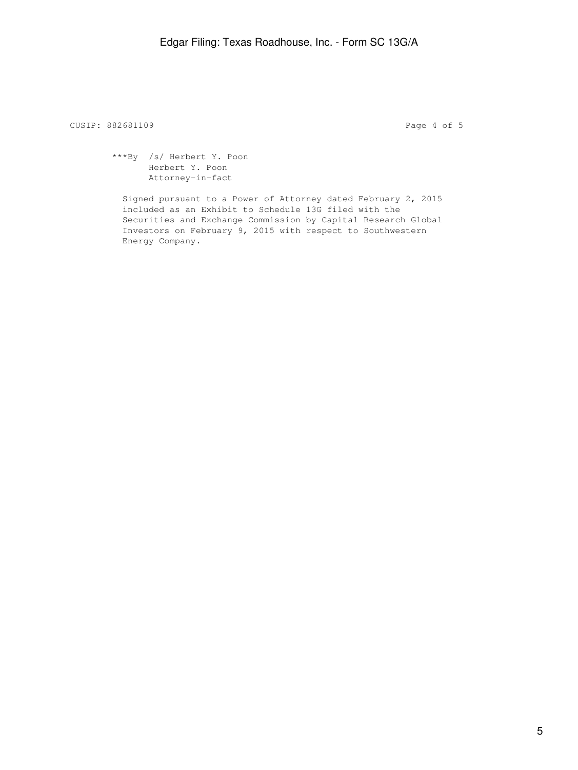CUSIP: 882681109

***By /s/ Herbert Y. Poon
Herbert Y. Poon
Attorney-in-fact

Signed pursuant to a Power of Attorney dated February 2, 2015 included as an Exhibit to Schedule 13G filed with the Securities and Exchange Commission by Capital Research Global Investors on February 9, 2015 with respect to Southwestern Energy Company.